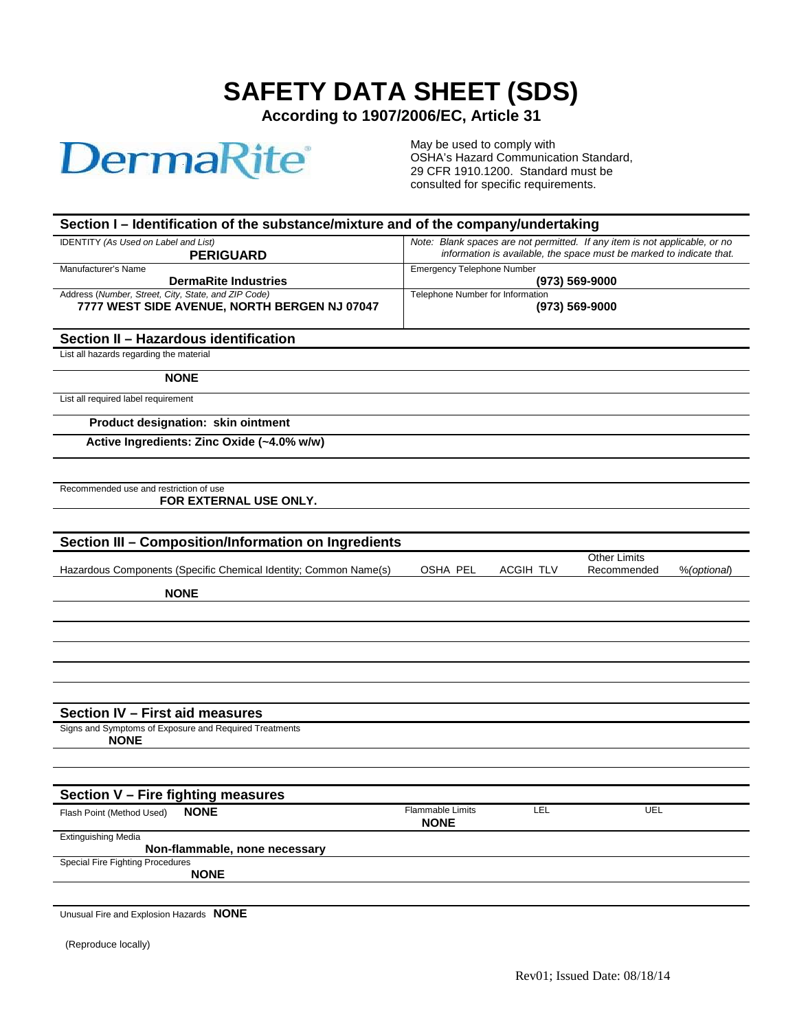# SAFETY DATA SHEET (SDS)

**According to 1907/2006/EC, Article 31**

DermaRite

May be used to comply with OSHA's Hazard Communication Standard, 29 CFR 1910.1200. Standard must be consulted for specific requirements.

## Section I – Identification of the substance/mixture and of the company/undertaking

| | |
|---|---|
| IDENTITY *(As Used on Label and List)*<br>**PERIGUARD** | *Note: Blank spaces are not permitted. If any item is not applicable, or no information is available, the space must be marked to indicate that.* |
| Manufacturer's Name<br>**DermaRite Industries** | Emergency Telephone Number<br>**(973) 569-9000** |
| Address *(Number, Street, City, State, and ZIP Code)*<br>**7777 WEST SIDE AVENUE, NORTH BERGEN NJ 07047** | Telephone Number for Information<br>**(973) 569-9000** |

## Section II – Hazardous identification

List all hazards regarding the material

**NONE**

List all required label requirement

**Product designation: skin ointment**

**Active Ingredients: Zinc Oxide (~4.0% w/w)**

Recommended use and restriction of use

**FOR EXTERNAL USE ONLY.**

## Section III – Composition/Information on Ingredients

| Hazardous Components (Specific Chemical Identity; Common Name(s) | OSHA PEL | ACGIH TLV | Other Limits Recommended | %*(optional)* |
|---|---|---|---|---|
| **NONE** | | | | |

## Section IV – First aid measures

Signs and Symptoms of Exposure and Required Treatments

**NONE**

## Section V – Fire fighting measures

| | | | |
|---|---|---|---|
| Flash Point (Method Used) **NONE** | Flammable Limits<br>**NONE** | LEL | UEL |

Extinguishing Media

**Non-flammable, none necessary**

Special Fire Fighting Procedures

**NONE**

Unusual Fire and Explosion Hazards **NONE**

(Reproduce locally)

Rev01; Issued Date: 08/18/14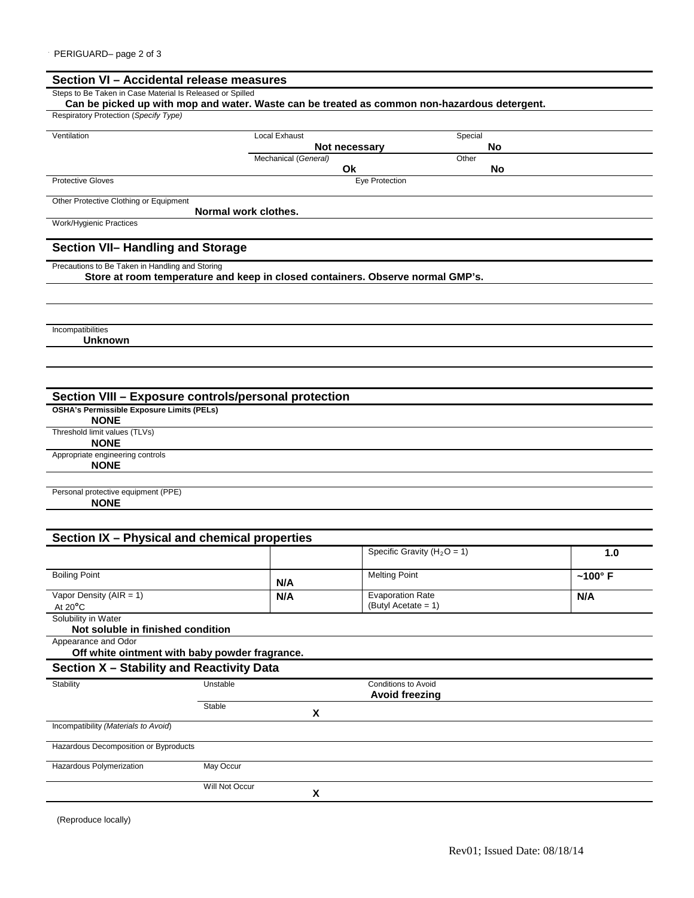## Section VI – Accidental release measures

Steps to Be Taken in Case Material Is Released or Spilled

**Can be picked up with mop and water. Waste can be treated as common non-hazardous detergent.**

Respiratory Protection (*Specify Type*)

| Ventilation | Local Exhaust | Special |
|---|---|---|
| | **Not necessary** | **No** |
| | Mechanical (*General*) | Other |
| | **Ok** | **No** |

| Protective Gloves | Eye Protection |
|---|---|
| | |

Other Protective Clothing or Equipment

**Normal work clothes.**

Work/Hygienic Practices

## Section VII– Handling and Storage

Precautions to Be Taken in Handling and Storing

**Store at room temperature and keep in closed containers. Observe normal GMP's.**

Incompatibilities

**Unknown**

## Section VIII – Exposure controls/personal protection

**OSHA's Permissible Exposure Limits (PELs)**

**NONE**

Threshold limit values (TLVs)

**NONE**

Appropriate engineering controls

**NONE**

Personal protective equipment (PPE)

**NONE**

## Section IX – Physical and chemical properties

| | | | |
|---|---|---|---|
| | | Specific Gravity ($H_2O = 1$) | **1.0** |
| Boiling Point | **N/A** | Melting Point | **~100° F** |
| Vapor Density (AIR = 1) At 20°C | **N/A** | Evaporation Rate (Butyl Acetate = 1) | **N/A** |

Solubility in Water

**Not soluble in finished condition**

Appearance and Odor

**Off white ointment with baby powder fragrance.**

## Section X – Stability and Reactivity Data

| Stability | | | Conditions to Avoid |
|---|---|---|---|
| | Unstable | | **Avoid freezing** |
| | Stable | **X** | |

Incompatibility *(Materials to Avoid*)

Hazardous Decomposition or Byproducts

| Hazardous Polymerization | | |
|---|---|---|
| | May Occur | |
| | Will Not Occur | **X** |

(Reproduce locally)

Rev01; Issued Date: 08/18/14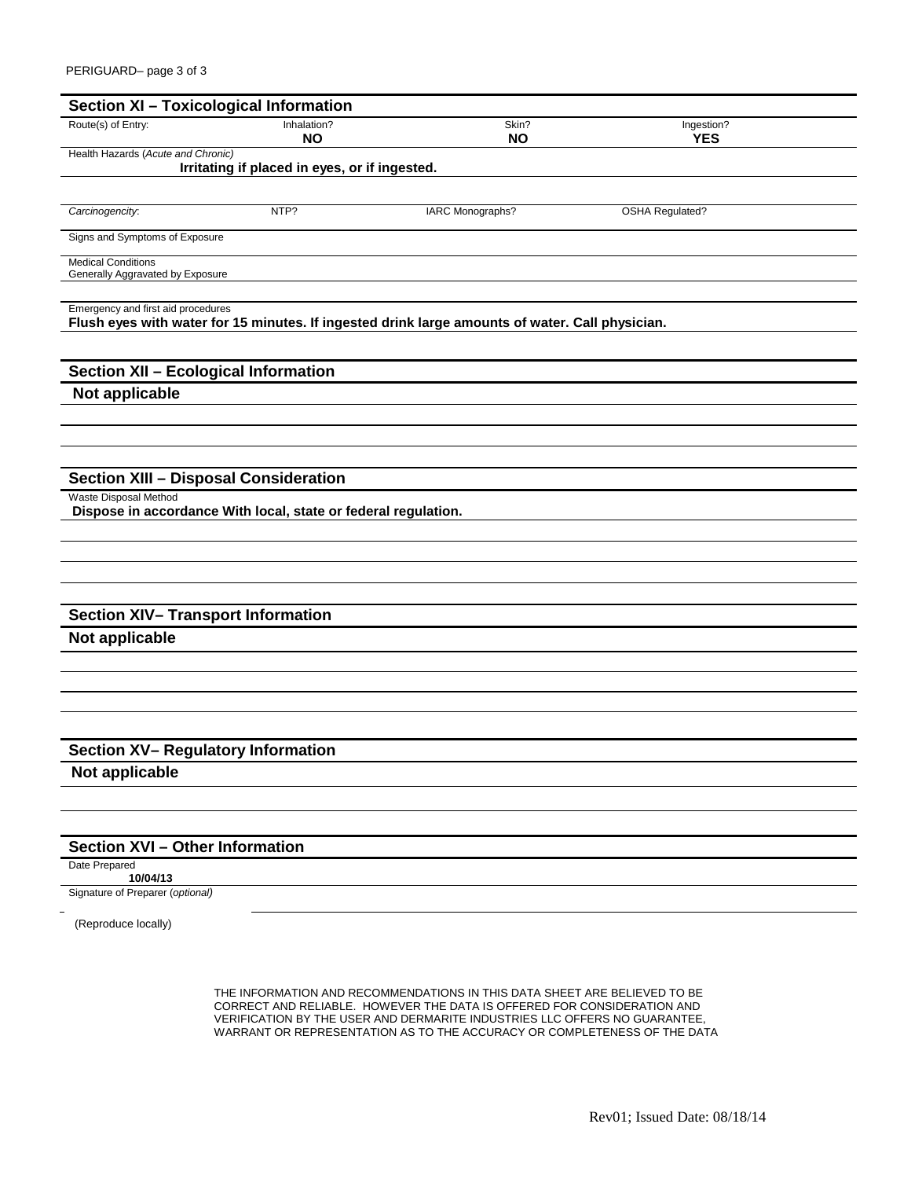## Section XI – Toxicological Information

| Route(s) of Entry: | Inhalation? | Skin? | Ingestion? |
|---|---|---|---|
| | **NO** | **NO** | **YES** |

Health Hazards (*Acute and Chronic)*

**Irritating if placed in eyes, or if ingested.**

| *Carcinogencity*: | NTP? | IARC Monographs? | OSHA Regulated? |
|---|---|---|---|

Signs and Symptoms of Exposure

Medical Conditions
Generally Aggravated by Exposure

Emergency and first aid procedures

**Flush eyes with water for 15 minutes. If ingested drink large amounts of water. Call physician.**

## Section XII – Ecological Information

**Not applicable**

## Section XIII – Disposal Consideration

Waste Disposal Method

**Dispose in accordance With local, state or federal regulation.**

## Section XIV– Transport Information

**Not applicable**

## Section XV– Regulatory Information

**Not applicable**

## Section XVI – Other Information

Date Prepared

**10/04/13**

Signature of Preparer (*optional)*

(Reproduce locally)

THE INFORMATION AND RECOMMENDATIONS IN THIS DATA SHEET ARE BELIEVED TO BE CORRECT AND RELIABLE. HOWEVER THE DATA IS OFFERED FOR CONSIDERATION AND VERIFICATION BY THE USER AND DERMARITE INDUSTRIES LLC OFFERS NO GUARANTEE, WARRANT OR REPRESENTATION AS TO THE ACCURACY OR COMPLETENESS OF THE DATA

Rev01; Issued Date: 08/18/14